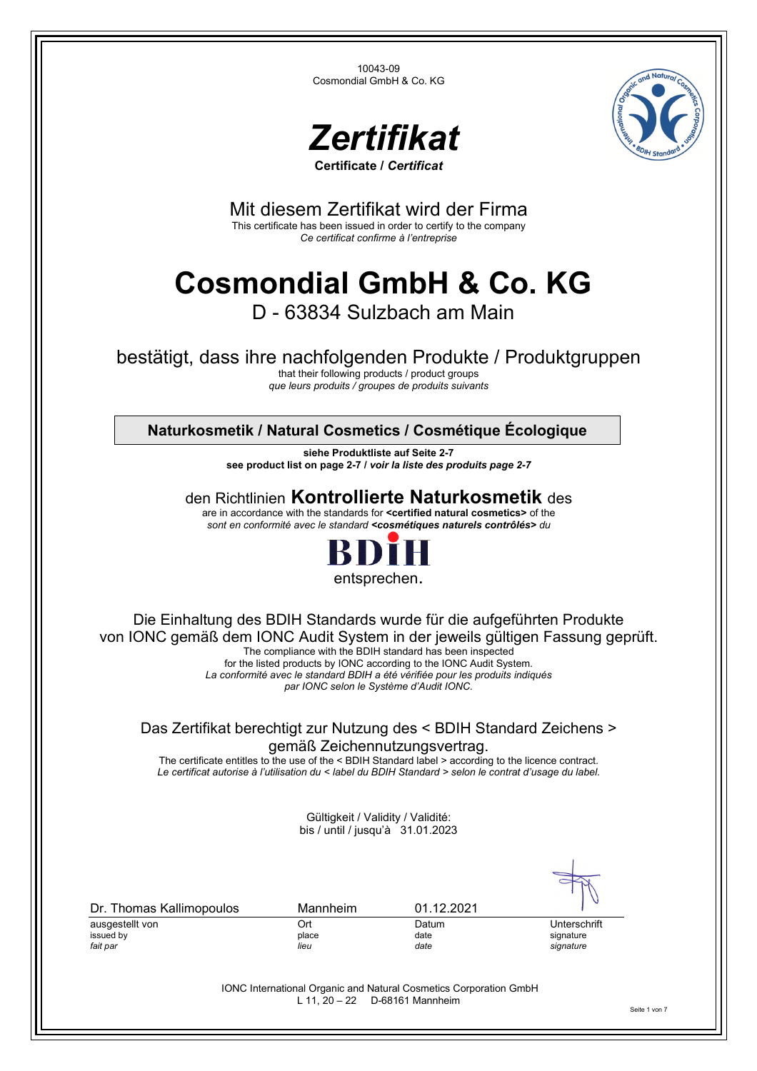10043-09
Cosmondial GmbH & Co. KG

# *Zertifikat*

**Certificate / *Certificat***

Mit diesem Zertifikat wird der Firma
This certificate has been issued in order to certify to the company
*Ce certificat confirme à l'entreprise*

# Cosmondial GmbH & Co. KG

D - 63834 Sulzbach am Main

bestätigt, dass ihre nachfolgenden Produkte / Produktgruppen
that their following products / product groups
*que leurs produits / groupes de produits suivants*

**Naturkosmetik / Natural Cosmetics / Cosmétique Écologique**

**siehe Produktliste auf Seite 2-7**
**see product list on page 2-7 / *voir la liste des produits page 2-7***

den Richtlinien **Kontrollierte Naturkosmetik** des
are in accordance with the standards for **<certified natural cosmetics>** of the
*sont en conformité avec le standard **<cosmétiques naturels contrôlés>** du*

BDIH

entsprechen.

Die Einhaltung des BDIH Standards wurde für die aufgeführten Produkte von IONC gemäß dem IONC Audit System in der jeweils gültigen Fassung geprüft.
The compliance with the BDIH standard has been inspected for the listed products by IONC according to the IONC Audit System.
*La conformité avec le standard BDIH a été vérifiée pour les produits indiqués par IONC selon le Système d'Audit IONC.*

Das Zertifikat berechtigt zur Nutzung des < BDIH Standard Zeichens > gemäß Zeichennutzungsvertrag.
The certificate entitles to the use of the < BDIH Standard label > according to the licence contract.
*Le certificat autorise à l'utilisation du < label du BDIH Standard > selon le contrat d'usage du label.*

Gültigkeit / Validity / Validité:
bis / until / jusqu'à 31.01.2023

| Dr. Thomas Kallimopoulos | Mannheim | 01.12.2021 | |
|---|---|---|---|
| ausgestellt von<br>issued by<br>*fait par* | Ort<br>place<br>*lieu* | Datum<br>date<br>*date* | Unterschrift<br>signature<br>*signature* |

IONC International Organic and Natural Cosmetics Corporation GmbH
L 11, 20 – 22 D-68161 Mannheim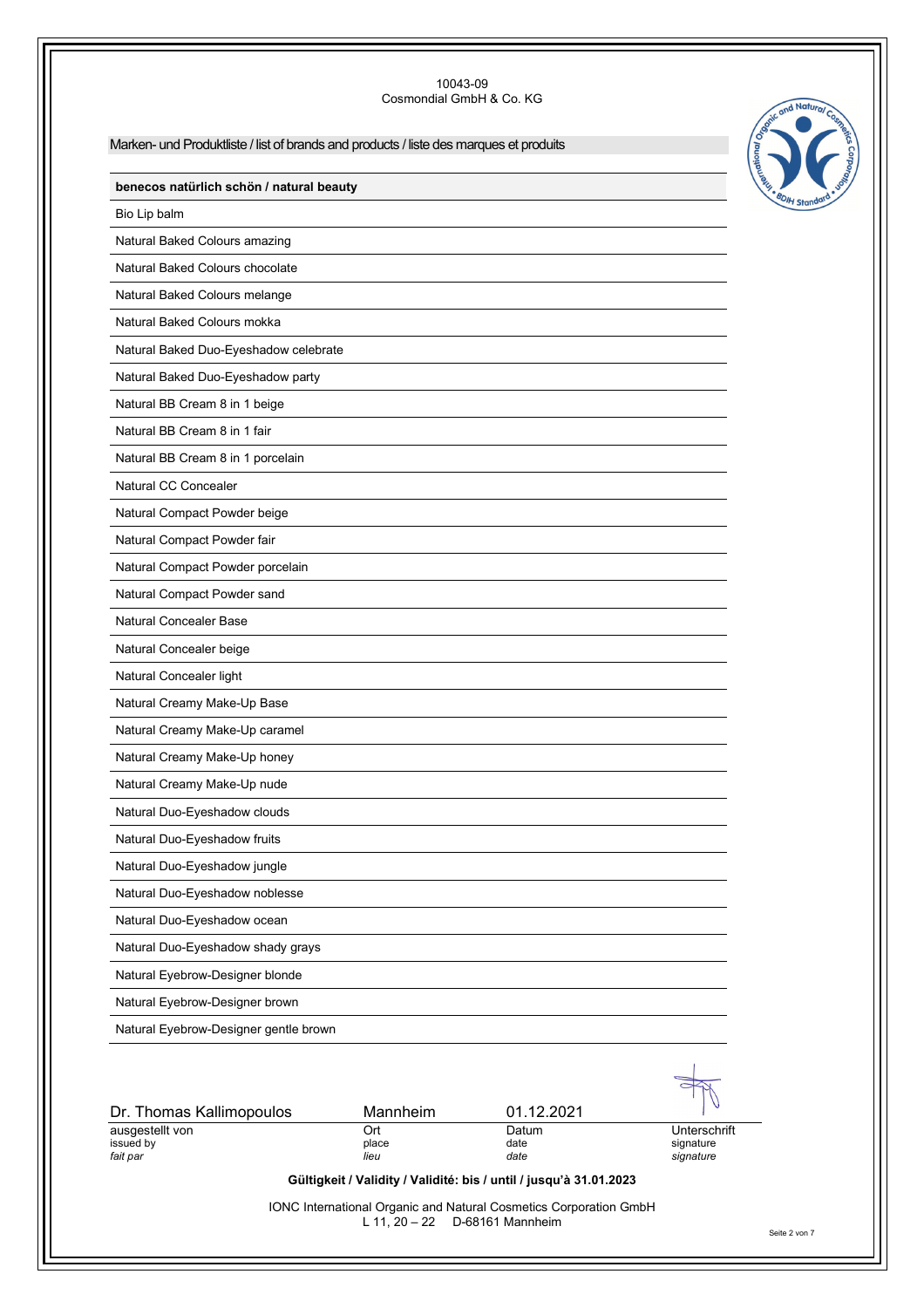10043-09
Cosmondial GmbH & Co. KG

Marken- und Produktliste / list of brands and products / liste des marques et produits

| benecos natürlich schön / natural beauty |
| --- |
| Bio Lip balm |
| Natural Baked Colours amazing |
| Natural Baked Colours chocolate |
| Natural Baked Colours melange |
| Natural Baked Colours mokka |
| Natural Baked Duo-Eyeshadow celebrate |
| Natural Baked Duo-Eyeshadow party |
| Natural BB Cream 8 in 1 beige |
| Natural BB Cream 8 in 1 fair |
| Natural BB Cream 8 in 1 porcelain |
| Natural CC Concealer |
| Natural Compact Powder beige |
| Natural Compact Powder fair |
| Natural Compact Powder porcelain |
| Natural Compact Powder sand |
| Natural Concealer Base |
| Natural Concealer beige |
| Natural Concealer light |
| Natural Creamy Make-Up Base |
| Natural Creamy Make-Up caramel |
| Natural Creamy Make-Up honey |
| Natural Creamy Make-Up nude |
| Natural Duo-Eyeshadow clouds |
| Natural Duo-Eyeshadow fruits |
| Natural Duo-Eyeshadow jungle |
| Natural Duo-Eyeshadow noblesse |
| Natural Duo-Eyeshadow ocean |
| Natural Duo-Eyeshadow shady grays |
| Natural Eyebrow-Designer blonde |
| Natural Eyebrow-Designer brown |
| Natural Eyebrow-Designer gentle brown |

| Dr. Thomas Kallimopoulos | Mannheim | 01.12.2021 | |
| --- | --- | --- | --- |
| ausgestellt von<br>issued by<br>*fait par* | Ort<br>place<br>*lieu* | Datum<br>date<br>*date* | Unterschrift<br>signature<br>*signature* |

**Gültigkeit / Validity / Validité: bis / until / jusqu'à 31.01.2023**

IONC International Organic and Natural Cosmetics Corporation GmbH
L 11, 20 – 22 D-68161 Mannheim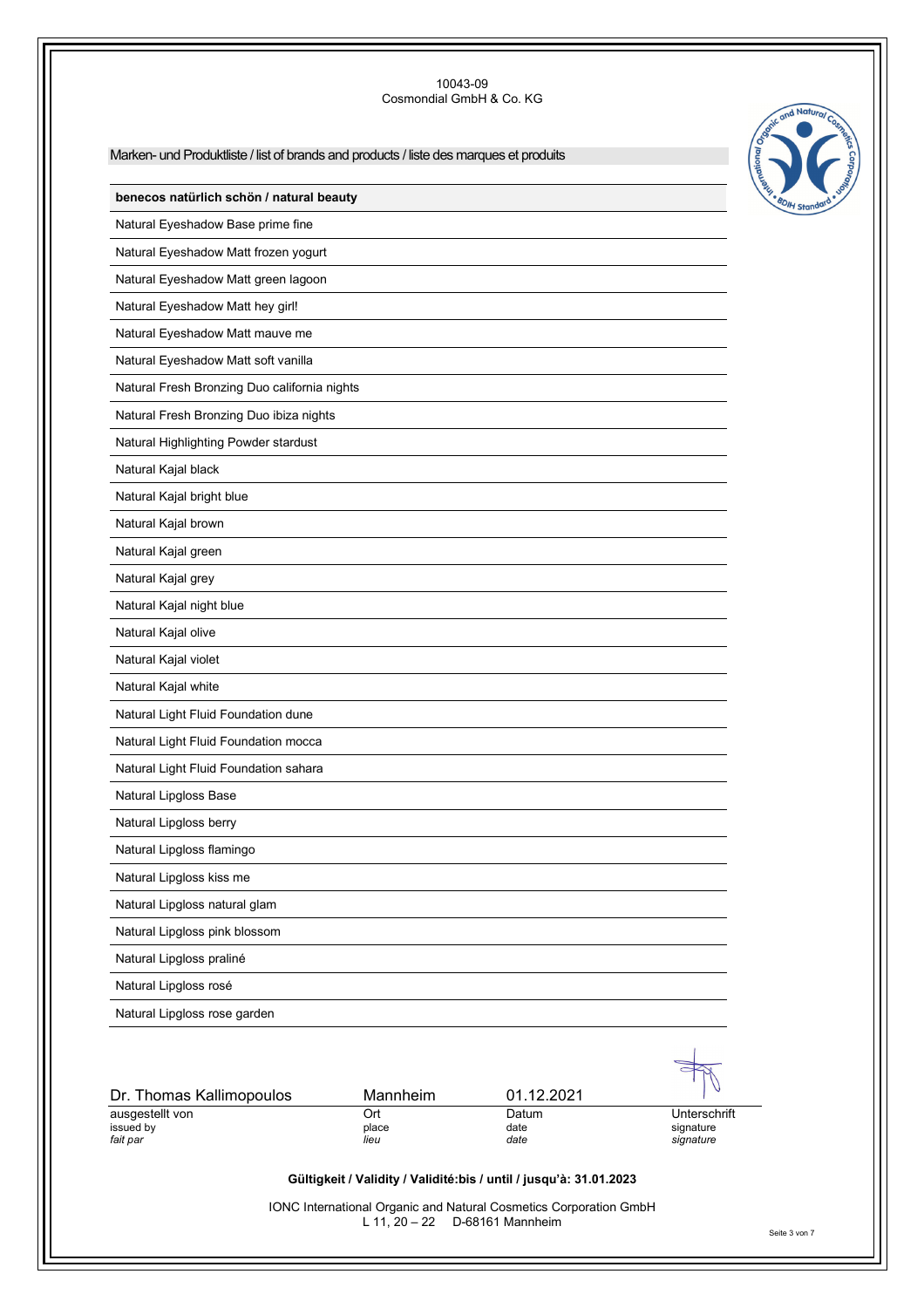10043-09
Cosmondial GmbH & Co. KG

Marken- und Produktliste / list of brands and products / liste des marques et produits

| **benecos natürlich schön / natural beauty** |
|---|
| Natural Eyeshadow Base prime fine |
| Natural Eyeshadow Matt frozen yogurt |
| Natural Eyeshadow Matt green lagoon |
| Natural Eyeshadow Matt hey girl! |
| Natural Eyeshadow Matt mauve me |
| Natural Eyeshadow Matt soft vanilla |
| Natural Fresh Bronzing Duo california nights |
| Natural Fresh Bronzing Duo ibiza nights |
| Natural Highlighting Powder stardust |
| Natural Kajal black |
| Natural Kajal bright blue |
| Natural Kajal brown |
| Natural Kajal green |
| Natural Kajal grey |
| Natural Kajal night blue |
| Natural Kajal olive |
| Natural Kajal violet |
| Natural Kajal white |
| Natural Light Fluid Foundation dune |
| Natural Light Fluid Foundation mocca |
| Natural Light Fluid Foundation sahara |
| Natural Lipgloss Base |
| Natural Lipgloss berry |
| Natural Lipgloss flamingo |
| Natural Lipgloss kiss me |
| Natural Lipgloss natural glam |
| Natural Lipgloss pink blossom |
| Natural Lipgloss praliné |
| Natural Lipgloss rosé |
| Natural Lipgloss rose garden |

| Dr. Thomas Kallimopoulos | Mannheim | 01.12.2021 | |
|---|---|---|---|
| ausgestellt von<br>issued by<br>*fait par* | Ort<br>place<br>*lieu* | Datum<br>date<br>*date* | Unterschrift<br>signature<br>*signature* |

**Gültigkeit / Validity / Validité:bis / until / jusqu'à: 31.01.2023**

IONC International Organic and Natural Cosmetics Corporation GmbH
L 11, 20 – 22 D-68161 Mannheim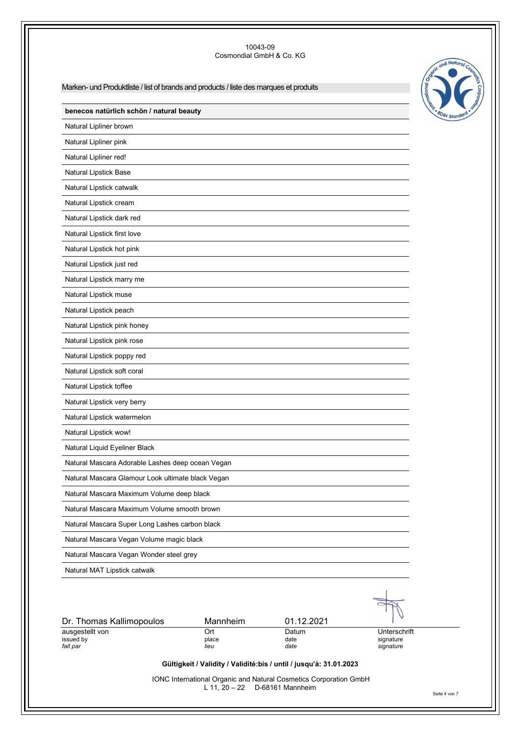10043-09
Cosmondial GmbH & Co. KG

Marken- und Produktliste / list of brands and products / liste des marques et produits

| **benecos natürlich schön / natural beauty** |
|---|
| Natural Lipliner brown |
| Natural Lipliner pink |
| Natural Lipliner red! |
| Natural Lipstick Base |
| Natural Lipstick catwalk |
| Natural Lipstick cream |
| Natural Lipstick dark red |
| Natural Lipstick first love |
| Natural Lipstick hot pink |
| Natural Lipstick just red |
| Natural Lipstick marry me |
| Natural Lipstick muse |
| Natural Lipstick peach |
| Natural Lipstick pink honey |
| Natural Lipstick pink rose |
| Natural Lipstick poppy red |
| Natural Lipstick soft coral |
| Natural Lipstick toffee |
| Natural Lipstick very berry |
| Natural Lipstick watermelon |
| Natural Lipstick wow! |
| Natural Liquid Eyeliner Black |
| Natural Mascara Adorable Lashes deep ocean Vegan |
| Natural Mascara Glamour Look ultimate black Vegan |
| Natural Mascara Maximum Volume deep black |
| Natural Mascara Maximum Volume smooth brown |
| Natural Mascara Super Long Lashes carbon black |
| Natural Mascara Vegan Volume magic black |
| Natural Mascara Vegan Wonder steel grey |
| Natural MAT Lipstick catwalk |

| Dr. Thomas Kallimopoulos | Mannheim | 01.12.2021 | |
|---|---|---|---|
| ausgestellt von<br>issued by<br>*fait par* | Ort<br>place<br>*lieu* | Datum<br>date<br>*date* | Unterschrift<br>signature<br>*signature* |

**Gültigkeit / Validity / Validité:bis / until / jusqu'à: 31.01.2023**

IONC International Organic and Natural Cosmetics Corporation GmbH
L 11, 20 – 22 D-68161 Mannheim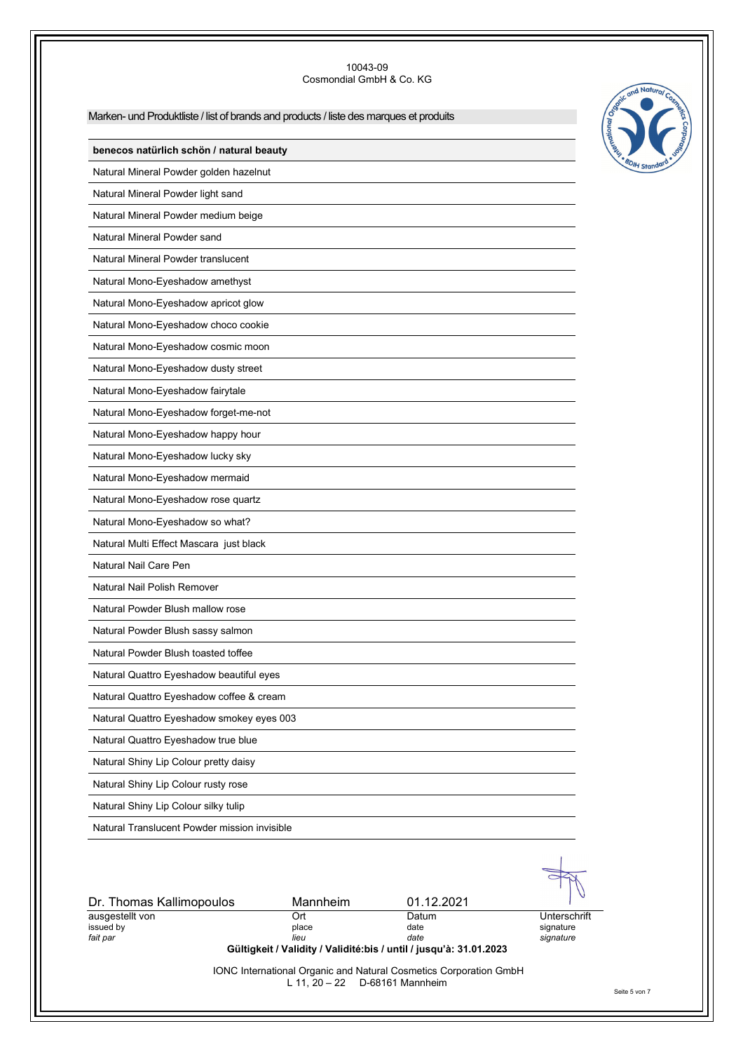10043-09
Cosmondial GmbH & Co. KG

Marken- und Produktliste / list of brands and products / liste des marques et produits

| **benecos natürlich schön / natural beauty** |
| --- |
| Natural Mineral Powder golden hazelnut |
| Natural Mineral Powder light sand |
| Natural Mineral Powder medium beige |
| Natural Mineral Powder sand |
| Natural Mineral Powder translucent |
| Natural Mono-Eyeshadow amethyst |
| Natural Mono-Eyeshadow apricot glow |
| Natural Mono-Eyeshadow choco cookie |
| Natural Mono-Eyeshadow cosmic moon |
| Natural Mono-Eyeshadow dusty street |
| Natural Mono-Eyeshadow fairytale |
| Natural Mono-Eyeshadow forget-me-not |
| Natural Mono-Eyeshadow happy hour |
| Natural Mono-Eyeshadow lucky sky |
| Natural Mono-Eyeshadow mermaid |
| Natural Mono-Eyeshadow rose quartz |
| Natural Mono-Eyeshadow so what? |
| Natural Multi Effect Mascara just black |
| Natural Nail Care Pen |
| Natural Nail Polish Remover |
| Natural Powder Blush mallow rose |
| Natural Powder Blush sassy salmon |
| Natural Powder Blush toasted toffee |
| Natural Quattro Eyeshadow beautiful eyes |
| Natural Quattro Eyeshadow coffee & cream |
| Natural Quattro Eyeshadow smokey eyes 003 |
| Natural Quattro Eyeshadow true blue |
| Natural Shiny Lip Colour pretty daisy |
| Natural Shiny Lip Colour rusty rose |
| Natural Shiny Lip Colour silky tulip |
| Natural Translucent Powder mission invisible |

| Dr. Thomas Kallimopoulos | Mannheim | 01.12.2021 | |
| --- | --- | --- | --- |
| ausgestellt von<br>issued by<br>*fait par* | Ort<br>place<br>*lieu* | Datum<br>date<br>*date* | Unterschrift<br>signature<br>*signature* |

**Gültigkeit / Validity / Validité:bis / until / jusqu'à: 31.01.2023**

IONC International Organic and Natural Cosmetics Corporation GmbH
L 11, 20 – 22 D-68161 Mannheim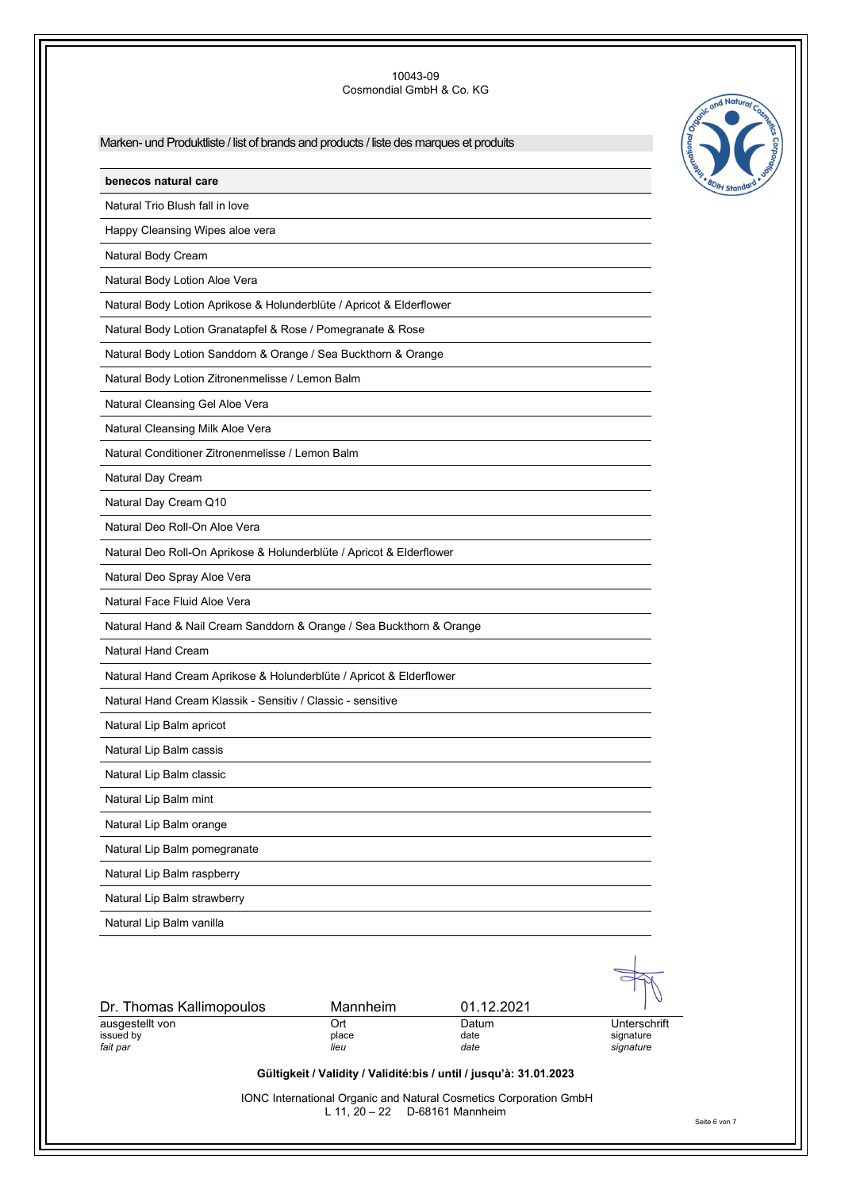10043-09
Cosmondial GmbH & Co. KG

Marken- und Produktliste / list of brands and products / liste des marques et produits

| **benecos natural care** |
| --- |
| Natural Trio Blush fall in love |
| Happy Cleansing Wipes aloe vera |
| Natural Body Cream |
| Natural Body Lotion Aloe Vera |
| Natural Body Lotion Aprikose & Holunderblüte / Apricot & Elderflower |
| Natural Body Lotion Granatapfel & Rose / Pomegranate & Rose |
| Natural Body Lotion Sanddorn & Orange / Sea Buckthorn & Orange |
| Natural Body Lotion Zitronenmelisse / Lemon Balm |
| Natural Cleansing Gel Aloe Vera |
| Natural Cleansing Milk Aloe Vera |
| Natural Conditioner Zitronenmelisse / Lemon Balm |
| Natural Day Cream |
| Natural Day Cream Q10 |
| Natural Deo Roll-On Aloe Vera |
| Natural Deo Roll-On Aprikose & Holunderblüte / Apricot & Elderflower |
| Natural Deo Spray Aloe Vera |
| Natural Face Fluid Aloe Vera |
| Natural Hand & Nail Cream Sanddorn & Orange / Sea Buckthorn & Orange |
| Natural Hand Cream |
| Natural Hand Cream Aprikose & Holunderblüte / Apricot & Elderflower |
| Natural Hand Cream Klassik - Sensitiv / Classic - sensitive |
| Natural Lip Balm apricot |
| Natural Lip Balm cassis |
| Natural Lip Balm classic |
| Natural Lip Balm mint |
| Natural Lip Balm orange |
| Natural Lip Balm pomegranate |
| Natural Lip Balm raspberry |
| Natural Lip Balm strawberry |
| Natural Lip Balm vanilla |

| Dr. Thomas Kallimopoulos | Mannheim | 01.12.2021 | |
| --- | --- | --- | --- |
| ausgestellt von<br>issued by<br>*fait par* | Ort<br>place<br>*lieu* | Datum<br>date<br>*date* | Unterschrift<br>signature<br>*signature* |

**Gültigkeit / Validity / Validité:bis / until / jusqu'à: 31.01.2023**

IONC International Organic and Natural Cosmetics Corporation GmbH
L 11, 20 – 22 D-68161 Mannheim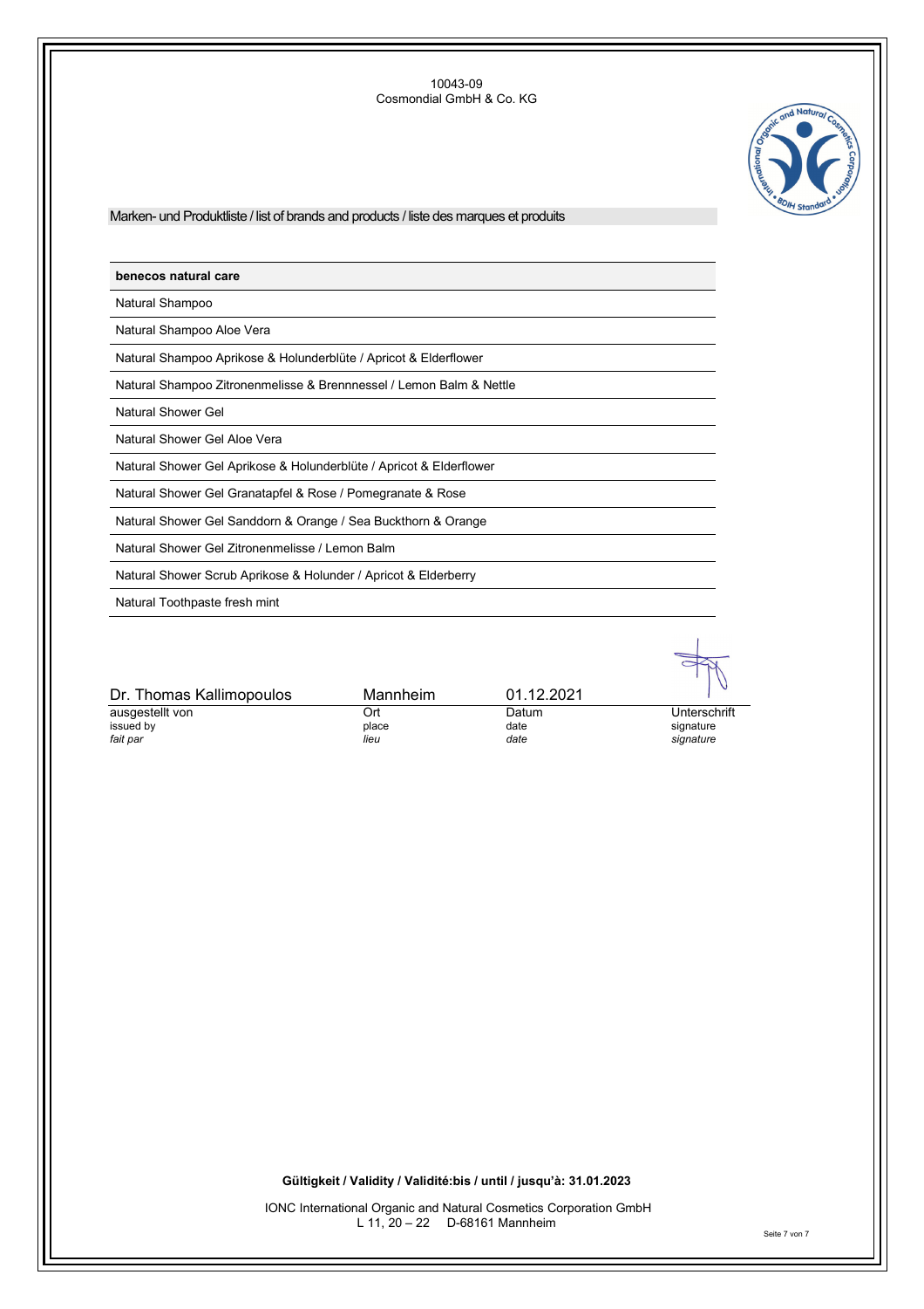10043-09
Cosmondial GmbH & Co. KG

Marken- und Produktliste / list of brands and products / liste des marques et produits

| **benecos natural care** |
|---|
| Natural Shampoo |
| Natural Shampoo Aloe Vera |
| Natural Shampoo Aprikose & Holunderblüte / Apricot & Elderflower |
| Natural Shampoo Zitronenmelisse & Brennnessel / Lemon Balm & Nettle |
| Natural Shower Gel |
| Natural Shower Gel Aloe Vera |
| Natural Shower Gel Aprikose & Holunderblüte / Apricot & Elderflower |
| Natural Shower Gel Granatapfel & Rose / Pomegranate & Rose |
| Natural Shower Gel Sanddorn & Orange / Sea Buckthorn & Orange |
| Natural Shower Gel Zitronenmelisse / Lemon Balm |
| Natural Shower Scrub Aprikose & Holunder / Apricot & Elderberry |
| Natural Toothpaste fresh mint |

| Dr. Thomas Kallimopoulos | Mannheim | 01.12.2021 | |
|---|---|---|---|
| ausgestellt von<br>issued by<br>*fait par* | Ort<br>place<br>*lieu* | Datum<br>date<br>*date* | Unterschrift<br>signature<br>*signature* |

**Gültigkeit / Validity / Validité:bis / until / jusqu'à: 31.01.2023**

IONC International Organic and Natural Cosmetics Corporation GmbH
L 11, 20 – 22 D-68161 Mannheim